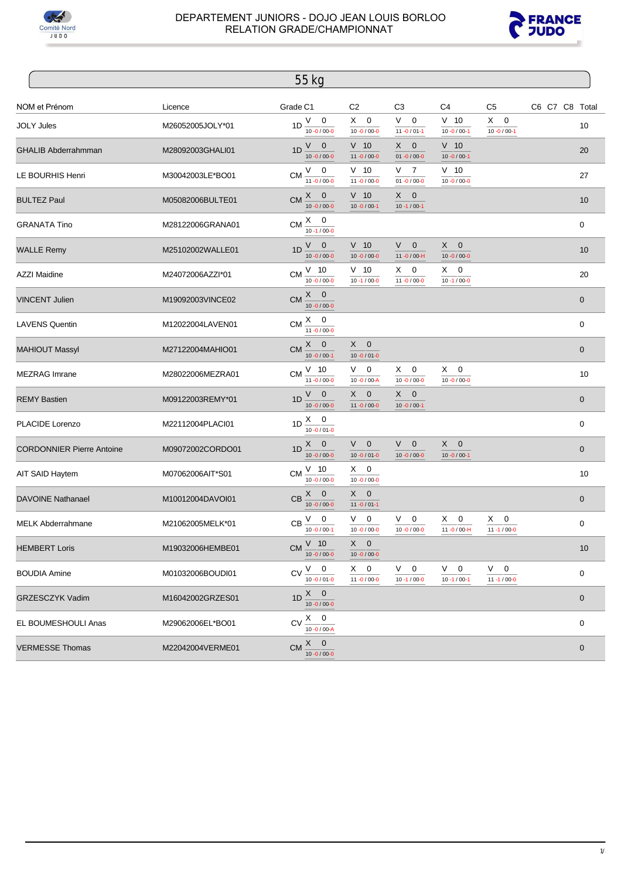DEPARTEMENT JUNIORS - DOJO JEAN LOUIS BORLOO
RELATION GRADE/CHAMPIONNAT

## 55 kg

| NOM et Prénom | Licence | Grade | C1 | C2 | C3 | C4 | C5 | C6 | C7 | C8 | Total |
|---|---|---|---|---|---|---|---|---|---|---|---|
| JOLY Jules | M26052005JOLY*01 | 1D | V 0 10 -0 / 00-0 | X 0 10 -0 / 00-0 | V 0 11 -0 / 01-1 | V 10 10 -0 / 00-1 | X 0 10 -0 / 00-1 | | | | 10 |
| GHALIB Abderrahmman | M28092003GHALI01 | 1D | V 0 10 -0 / 00-0 | V 10 11 -0 / 00-0 | X 0 01 -0 / 00-0 | V 10 10 -0 / 00-1 | | | | | 20 |
| LE BOURHIS Henri | M30042003LE*BO01 | CM | V 0 11 -0 / 00-0 | V 10 11 -0 / 00-0 | V 7 01 -0 / 00-0 | V 10 10 -0 / 00-0 | | | | | 27 |
| BULTEZ Paul | M05082006BULTE01 | CM | X 0 10 -0 / 00-0 | V 10 10 -0 / 00-1 | X 0 10 -1 / 00-1 | | | | | | 10 |
| GRANATA Tino | M28122006GRANA01 | CM | X 0 10 -1 / 00-0 | | | | | | | | 0 |
| WALLE Remy | M25102002WALLE01 | 1D | V 0 10 -0 / 00-0 | V 10 10 -0 / 00-0 | V 0 11 -0 / 00-H | X 0 10 -0 / 00-0 | | | | | 10 |
| AZZI Maidine | M24072006AZZI*01 | CM | V 10 10 -0 / 00-0 | V 10 10 -1 / 00-0 | X 0 11 -0 / 00-0 | X 0 10 -1 / 00-0 | | | | | 20 |
| VINCENT Julien | M19092003VINCE02 | CM | X 0 10 -0 / 00-0 | | | | | | | | 0 |
| LAVENS Quentin | M12022004LAVEN01 | CM | X 0 11 -0 / 00-0 | | | | | | | | 0 |
| MAHIOUT Massyl | M27122004MAHIO01 | CM | X 0 10 -0 / 00-1 | X 0 10 -0 / 01-0 | | | | | | | 0 |
| MEZRAG Imrane | M28022006MEZRA01 | CM | V 10 11 -0 / 00-0 | V 0 10 -0 / 00-A | X 0 10 -0 / 00-0 | X 0 10 -0 / 00-0 | | | | | 10 |
| REMY Bastien | M09122003REMY*01 | 1D | V 0 10 -0 / 00-0 | X 0 11 -0 / 00-0 | X 0 10 -0 / 00-1 | | | | | | 0 |
| PLACIDE Lorenzo | M22112004PLACI01 | 1D | X 0 10 -0 / 01-0 | | | | | | | | 0 |
| CORDONNIER Pierre Antoine | M09072002CORDO01 | 1D | X 0 10 -0 / 00-0 | V 0 10 -0 / 01-0 | V 0 10 -0 / 00-0 | X 0 10 -0 / 00-1 | | | | | 0 |
| AIT SAID Haytem | M07062006AIT*S01 | CM | V 10 10 -0 / 00-0 | X 0 10 -0 / 00-0 | | | | | | | 10 |
| DAVOINE Nathanael | M10012004DAVOI01 | CB | X 0 10 -0 / 00-0 | X 0 11 -0 / 01-1 | | | | | | | 0 |
| MELK Abderrahmane | M21062005MELK*01 | CB | V 0 10 -0 / 00-1 | V 0 10 -0 / 00-0 | V 0 10 -0 / 00-0 | X 0 11 -0 / 00-H | X 0 11 -1 / 00-0 | | | | 0 |
| HEMBERT Loris | M19032006HEMBE01 | CM | V 10 10 -0 / 00-0 | X 0 10 -0 / 00-0 | | | | | | | 10 |
| BOUDIA Amine | M01032006BOUDI01 | CV | V 0 10 -0 / 01-0 | X 0 11 -0 / 00-0 | V 0 10 -1 / 00-0 | V 0 10 -1 / 00-1 | V 0 11 -1 / 00-0 | | | | 0 |
| GRZESCZYK Vadim | M16042002GRZES01 | 1D | X 0 10 -0 / 00-0 | | | | | | | | 0 |
| EL BOUMESHOULI Anas | M29062006EL*BO01 | CV | X 0 10 -0 / 00-A | | | | | | | | 0 |
| VERMESSE Thomas | M22042004VERME01 | CM | X 0 10 -0 / 00-0 | | | | | | | | 0 |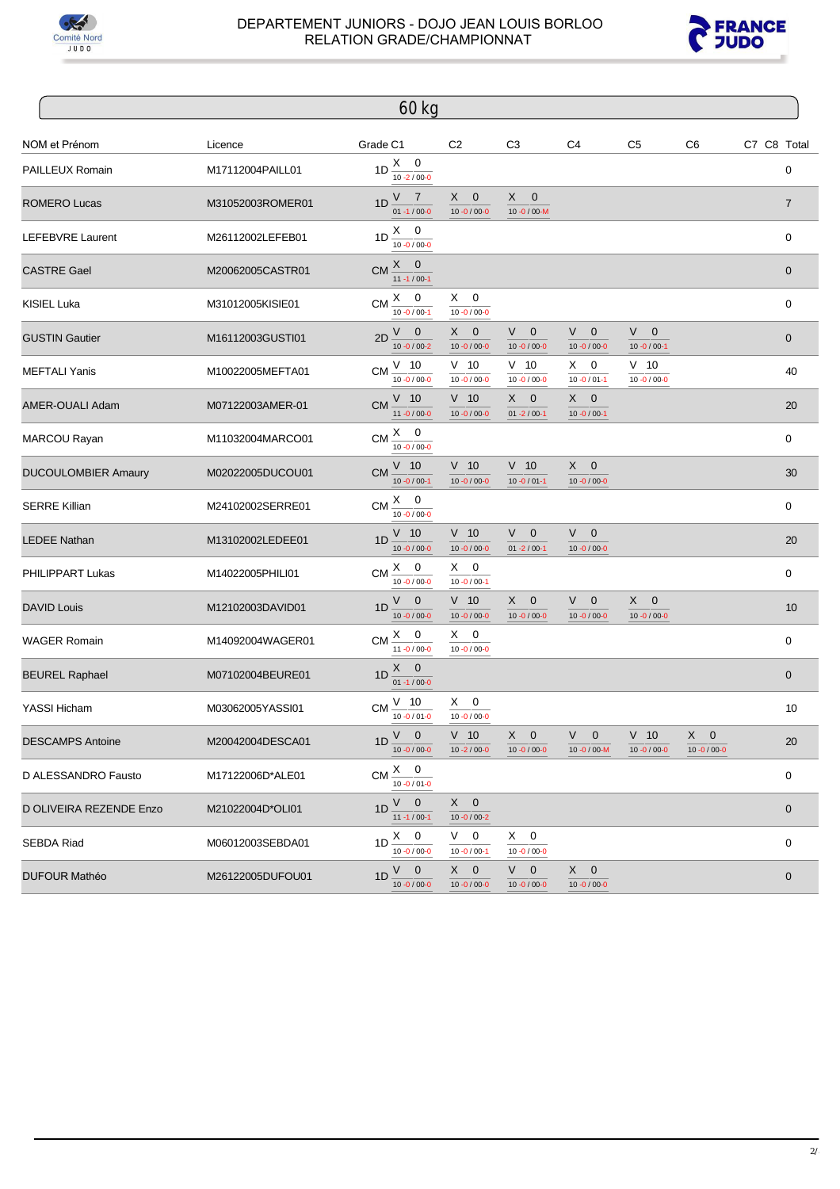DEPARTEMENT JUNIORS - DOJO JEAN LOUIS BORLOO
RELATION GRADE/CHAMPIONNAT

## 60 kg

| NOM et Prénom | Licence | Grade | C1 | C2 | C3 | C4 | C5 | C6 | C7 | C8 | Total |
|---|---|---|---|---|---|---|---|---|---|---|---|
| PAILLEUX Romain | M17112004PAILL01 | 1D | X 0 10 -2 / 00-0 | | | | | | | | 0 |
| ROMERO Lucas | M31052003ROMER01 | 1D | V 7 01 -1 / 00-0 | X 0 10 -0 / 00-0 | X 0 10 -0 / 00-M | | | | | | 7 |
| LEFEBVRE Laurent | M26112002LEFEB01 | 1D | X 0 10 -0 / 00-0 | | | | | | | | 0 |
| CASTRE Gael | M20062005CASTR01 | CM | X 0 11 -1 / 00-1 | | | | | | | | 0 |
| KISIEL Luka | M31012005KISIE01 | CM | X 0 10 -0 / 00-1 | X 0 10 -0 / 00-0 | | | | | | | 0 |
| GUSTIN Gautier | M16112003GUSTI01 | 2D | V 0 10 -0 / 00-2 | X 0 10 -0 / 00-0 | V 0 10 -0 / 00-0 | V 0 10 -0 / 00-0 | V 0 10 -0 / 00-1 | | | | 0 |
| MEFTALI Yanis | M10022005MEFTA01 | CM | V 10 10 -0 / 00-0 | V 10 10 -0 / 00-0 | V 10 10 -0 / 00-0 | X 0 10 -0 / 01-1 | V 10 10 -0 / 00-0 | | | | 40 |
| AMER-OUALI Adam | M07122003AMER-01 | CM | V 10 11 -0 / 00-0 | V 10 10 -0 / 00-0 | X 0 01 -2 / 00-1 | X 0 10 -0 / 00-1 | | | | | 20 |
| MARCOU Rayan | M11032004MARCO01 | CM | X 0 10 -0 / 00-0 | | | | | | | | 0 |
| DUCOULOMBIER Amaury | M02022005DUCOU01 | CM | V 10 10 -0 / 00-1 | V 10 10 -0 / 00-0 | V 10 10 -0 / 01-1 | X 0 10 -0 / 00-0 | | | | | 30 |
| SERRE Killian | M24102002SERRE01 | CM | X 0 10 -0 / 00-0 | | | | | | | | 0 |
| LEDEE Nathan | M13102002LEDEE01 | 1D | V 10 10 -0 / 00-0 | V 10 10 -0 / 00-0 | V 0 01 -2 / 00-1 | V 0 10 -0 / 00-0 | | | | | 20 |
| PHILIPPART Lukas | M14022005PHILI01 | CM | X 0 10 -0 / 00-0 | X 0 10 -0 / 00-1 | | | | | | | 0 |
| DAVID Louis | M12102003DAVID01 | 1D | V 0 10 -0 / 00-0 | V 10 10 -0 / 00-0 | X 0 10 -0 / 00-0 | V 0 10 -0 / 00-0 | X 0 10 -0 / 00-0 | | | | 10 |
| WAGER Romain | M14092004WAGER01 | CM | X 0 11 -0 / 00-0 | X 0 10 -0 / 00-0 | | | | | | | 0 |
| BEUREL Raphael | M07102004BEURE01 | 1D | X 0 01 -1 / 00-0 | | | | | | | | 0 |
| YASSI Hicham | M03062005YASSI01 | CM | V 10 10 -0 / 01-0 | X 0 10 -0 / 00-0 | | | | | | | 10 |
| DESCAMPS Antoine | M20042004DESCA01 | 1D | V 0 10 -0 / 00-0 | V 10 10 -2 / 00-0 | X 0 10 -0 / 00-0 | V 0 10 -0 / 00-M | V 10 10 -0 / 00-0 | X 0 10 -0 / 00-0 | | | 20 |
| D ALESSANDRO Fausto | M17122006D*ALE01 | CM | X 0 10 -0 / 01-0 | | | | | | | | 0 |
| D OLIVEIRA REZENDE Enzo | M21022004D*OLI01 | 1D | V 0 11 -1 / 00-1 | X 0 10 -0 / 00-2 | | | | | | | 0 |
| SEBDA Riad | M06012003SEBDA01 | 1D | X 0 10 -0 / 00-0 | V 0 10 -0 / 00-1 | X 0 10 -0 / 00-0 | | | | | | 0 |
| DUFOUR Mathéo | M26122005DUFOU01 | 1D | V 0 10 -0 / 00-0 | X 0 10 -0 / 00-0 | V 0 10 -0 / 00-0 | X 0 10 -0 / 00-0 | | | | | 0 |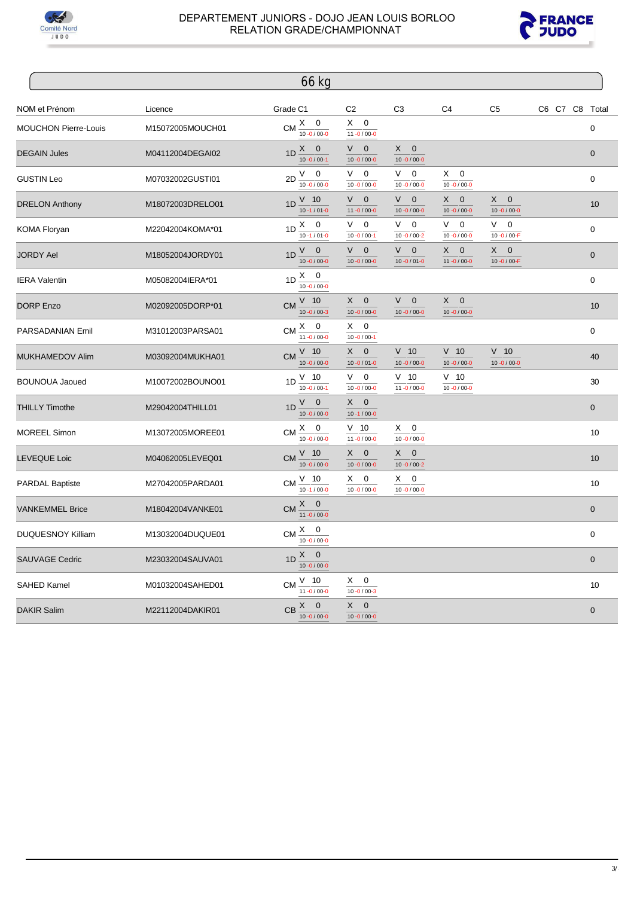DEPARTEMENT JUNIORS - DOJO JEAN LOUIS BORLOO
RELATION GRADE/CHAMPIONNAT

## 66 kg

| NOM et Prénom | Licence | Grade | C1 | C2 | C3 | C4 | C5 | C6 | C7 | C8 | Total |
|---|---|---|---|---|---|---|---|---|---|---|---|
| MOUCHON Pierre-Louis | M15072005MOUCH01 | CM | X 0 10 -0 / 00-0 | X 0 11 -0 / 00-0 | | | | | | | 0 |
| DEGAIN Jules | M04112004DEGAI02 | 1D | X 0 10 -0 / 00-1 | V 0 10 -0 / 00-0 | X 0 10 -0 / 00-0 | | | | | | 0 |
| GUSTIN Leo | M07032002GUSTI01 | 2D | V 0 10 -0 / 00-0 | V 0 10 -0 / 00-0 | V 0 10 -0 / 00-0 | X 0 10 -0 / 00-0 | | | | | 0 |
| DRELON Anthony | M18072003DRELO01 | 1D | V 10 10 -1 / 01-0 | V 0 11 -0 / 00-0 | V 0 10 -0 / 00-0 | X 0 10 -0 / 00-0 | X 0 10 -0 / 00-0 | | | | 10 |
| KOMA Floryan | M22042004KOMA*01 | 1D | X 0 10 -1 / 01-0 | V 0 10 -0 / 00-1 | V 0 10 -0 / 00-2 | V 0 10 -0 / 00-0 | V 0 10 -0 / 00-F | | | | 0 |
| JORDY Ael | M18052004JORDY01 | 1D | V 0 10 -0 / 00-0 | V 0 10 -0 / 00-0 | V 0 10 -0 / 01-0 | X 0 11 -0 / 00-0 | X 0 10 -0 / 00-F | | | | 0 |
| IERA Valentin | M05082004IERA*01 | 1D | X 0 10 -0 / 00-0 | | | | | | | | 0 |
| DORP Enzo | M02092005DORP*01 | CM | V 10 10 -0 / 00-3 | X 0 10 -0 / 00-0 | V 0 10 -0 / 00-0 | X 0 10 -0 / 00-0 | | | | | 10 |
| PARSADANIAN Emil | M31012003PARSA01 | CM | X 0 11 -0 / 00-0 | X 0 10 -0 / 00-1 | | | | | | | 0 |
| MUKHAMEDOV Alim | M03092004MUKHA01 | CM | V 10 10 -0 / 00-0 | X 0 10 -0 / 01-0 | V 10 10 -0 / 00-0 | V 10 10 -0 / 00-0 | V 10 10 -0 / 00-0 | | | | 40 |
| BOUNOUA Jaoued | M10072002BOUNO01 | 1D | V 10 10 -0 / 00-1 | V 0 10 -0 / 00-0 | V 10 11 -0 / 00-0 | V 10 10 -0 / 00-0 | | | | | 30 |
| THILLY Timothe | M29042004THILL01 | 1D | V 0 10 -0 / 00-0 | X 0 10 -1 / 00-0 | | | | | | | 0 |
| MOREEL Simon | M13072005MOREE01 | CM | X 0 10 -0 / 00-0 | V 10 11 -0 / 00-0 | X 0 10 -0 / 00-0 | | | | | | 10 |
| LEVEQUE Loic | M04062005LEVEQ01 | CM | V 10 10 -0 / 00-0 | X 0 10 -0 / 00-0 | X 0 10 -0 / 00-2 | | | | | | 10 |
| PARDAL Baptiste | M27042005PARDA01 | CM | V 10 10 -1 / 00-0 | X 0 10 -0 / 00-0 | X 0 10 -0 / 00-0 | | | | | | 10 |
| VANKEMMEL Brice | M18042004VANKE01 | CM | X 0 11 -0 / 00-0 | | | | | | | | 0 |
| DUQUESNOY Killiam | M13032004DUQUE01 | CM | X 0 10 -0 / 00-0 | | | | | | | | 0 |
| SAUVAGE Cedric | M23032004SAUVA01 | 1D | X 0 10 -0 / 00-0 | | | | | | | | 0 |
| SAHED Kamel | M01032004SAHED01 | CM | V 10 11 -0 / 00-0 | X 0 10 -0 / 00-3 | | | | | | | 10 |
| DAKIR Salim | M22112004DAKIR01 | CB | X 0 10 -0 / 00-0 | X 0 10 -0 / 00-0 | | | | | | | 0 |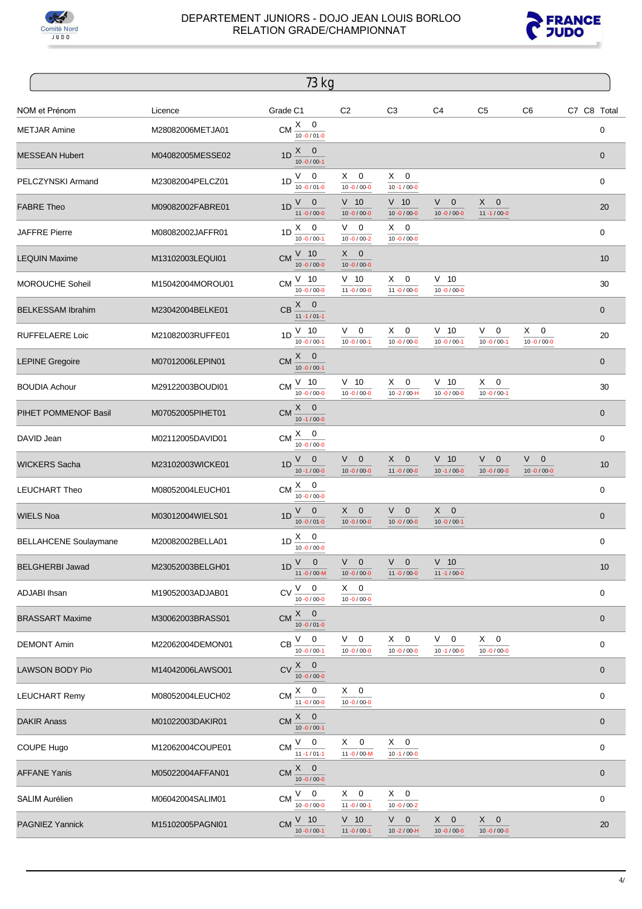DEPARTEMENT JUNIORS - DOJO JEAN LOUIS BORLOO
RELATION GRADE/CHAMPIONNAT

## 73 kg

| NOM et Prénom | Licence | Grade | C1 | C2 | C3 | C4 | C5 | C6 | C7 | C8 | Total |
|---|---|---|---|---|---|---|---|---|---|---|---|
| METJAR Amine | M28082006METJA01 | CM | X 0 10 -0 / 01-0 | | | | | | | | 0 |
| MESSEAN Hubert | M04082005MESSE02 | 1D | X 0 10 -0 / 00-1 | | | | | | | | 0 |
| PELCZYNSKI Armand | M23082004PELCZ01 | 1D | V 0 10 -0 / 01-0 | X 0 10 -0 / 00-0 | X 0 10 -1 / 00-0 | | | | | | 0 |
| FABRE Theo | M09082002FABRE01 | 1D | V 0 11 -0 / 00-0 | V 10 10 -0 / 00-0 | V 10 10 -0 / 00-0 | V 0 10 -0 / 00-0 | X 0 11 -1 / 00-0 | | | | 20 |
| JAFFRE Pierre | M08082002JAFFR01 | 1D | X 0 10 -0 / 00-1 | V 0 10 -0 / 00-2 | X 0 10 -0 / 00-0 | | | | | | 0 |
| LEQUIN Maxime | M13102003LEQUI01 | CM | V 10 10 -0 / 00-0 | X 0 10 -0 / 00-0 | | | | | | | 10 |
| MOROUCHE Soheil | M15042004MOROU01 | CM | V 10 10 -0 / 00-0 | V 10 11 -0 / 00-0 | X 0 11 -0 / 00-0 | V 10 10 -0 / 00-0 | | | | | 30 |
| BELKESSAM Ibrahim | M23042004BELKE01 | CB | X 0 11 -1 / 01-1 | | | | | | | | 0 |
| RUFFELAERE Loic | M21082003RUFFE01 | 1D | V 10 10 -0 / 00-1 | V 0 10 -0 / 00-1 | X 0 10 -0 / 00-0 | V 10 10 -0 / 00-1 | V 0 10 -0 / 00-1 | X 0 10 -0 / 00-0 | | | 20 |
| LEPINE Gregoire | M07012006LEPIN01 | CM | X 0 10 -0 / 00-1 | | | | | | | | 0 |
| BOUDIA Achour | M29122003BOUDI01 | CM | V 10 10 -0 / 00-0 | V 10 10 -0 / 00-0 | X 0 10 -2 / 00-H | V 10 10 -0 / 00-0 | X 0 10 -0 / 00-1 | | | | 30 |
| PIHET POMMENOF Basil | M07052005PIHET01 | CM | X 0 10 -1 / 00-0 | | | | | | | | 0 |
| DAVID Jean | M02112005DAVID01 | CM | X 0 10 -0 / 00-0 | | | | | | | | 0 |
| WICKERS Sacha | M23102003WICKE01 | 1D | V 0 10 -1 / 00-0 | V 0 10 -0 / 00-0 | X 0 11 -0 / 00-0 | V 10 10 -1 / 00-0 | V 0 10 -0 / 00-0 | V 0 10 -0 / 00-0 | | | 10 |
| LEUCHART Theo | M08052004LEUCH01 | CM | X 0 10 -0 / 00-0 | | | | | | | | 0 |
| WIELS Noa | M03012004WIELS01 | 1D | V 0 10 -0 / 01-0 | X 0 10 -0 / 00-0 | V 0 10 -0 / 00-0 | X 0 10 -0 / 00-1 | | | | | 0 |
| BELLAHCENE Soulaymane | M20082002BELLA01 | 1D | X 0 10 -0 / 00-0 | | | | | | | | 0 |
| BELGHERBI Jawad | M23052003BELGH01 | 1D | V 0 11 -0 / 00-M | V 0 10 -0 / 00-0 | V 0 11 -0 / 00-0 | V 10 11 -1 / 00-0 | | | | | 10 |
| ADJABI Ihsan | M19052003ADJAB01 | CV | V 0 10 -0 / 00-0 | X 0 10 -0 / 00-0 | | | | | | | 0 |
| BRASSART Maxime | M30062003BRASS01 | CM | X 0 10 -0 / 01-0 | | | | | | | | 0 |
| DEMONT Amin | M22062004DEMON01 | CB | V 0 10 -0 / 00-1 | V 0 10 -0 / 00-0 | X 0 10 -0 / 00-0 | V 0 10 -1 / 00-0 | X 0 10 -0 / 00-0 | | | | 0 |
| LAWSON BODY Pio | M14042006LAWSO01 | CV | X 0 10 -0 / 00-0 | | | | | | | | 0 |
| LEUCHART Remy | M08052004LEUCH02 | CM | X 0 11 -0 / 00-0 | X 0 10 -0 / 00-0 | | | | | | | 0 |
| DAKIR Anass | M01022003DAKIR01 | CM | X 0 10 -0 / 00-1 | | | | | | | | 0 |
| COUPE Hugo | M12062004COUPE01 | CM | V 0 11 -1 / 01-1 | X 0 11 -0 / 00-M | X 0 10 -1 / 00-0 | | | | | | 0 |
| AFFANE Yanis | M05022004AFFAN01 | CM | X 0 10 -0 / 00-0 | | | | | | | | 0 |
| SALIM Aurélien | M06042004SALIM01 | CM | V 0 10 -0 / 00-0 | X 0 11 -0 / 00-1 | X 0 10 -0 / 00-2 | | | | | | 0 |
| PAGNIEZ Yannick | M15102005PAGNI01 | CM | V 10 10 -0 / 00-1 | V 10 11 -0 / 00-1 | V 0 10 -2 / 00-H | X 0 10 -0 / 00-0 | X 0 10 -0 / 00-0 | | | | 20 |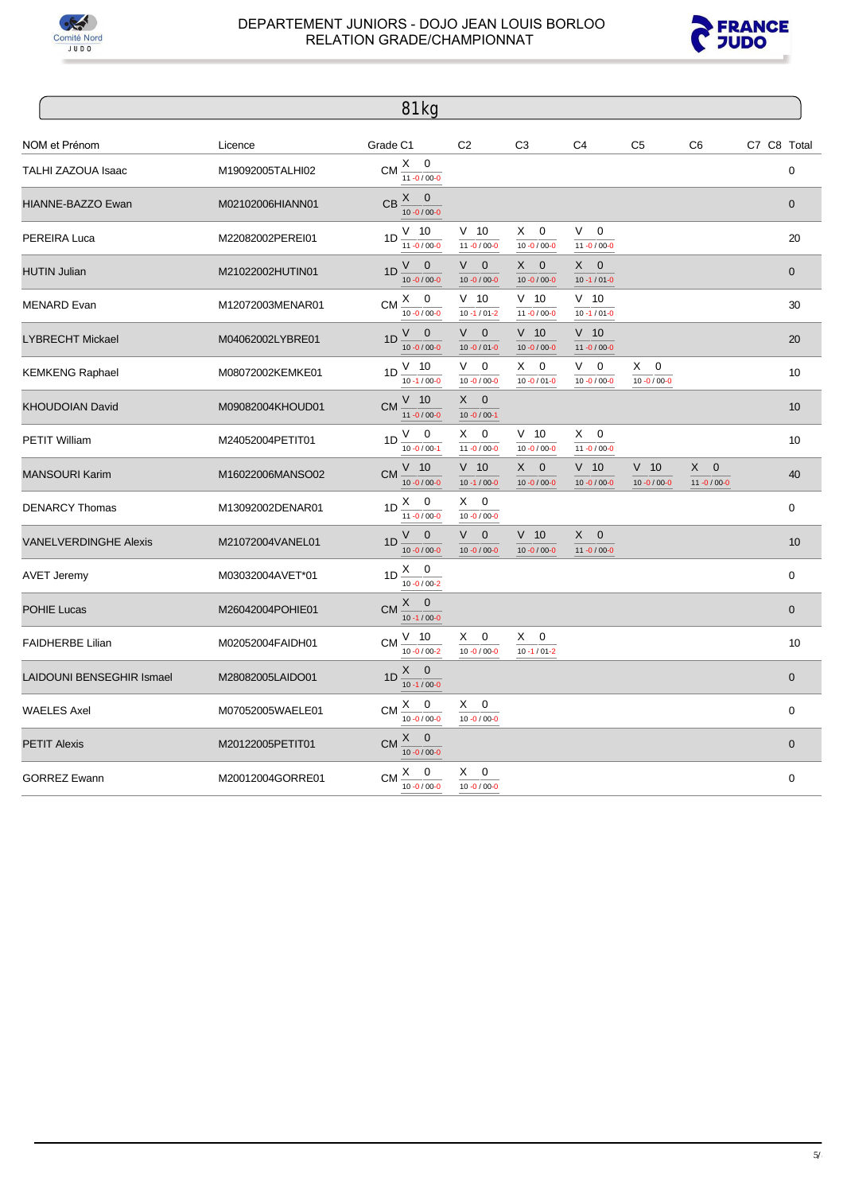DEPARTEMENT JUNIORS - DOJO JEAN LOUIS BORLOO
RELATION GRADE/CHAMPIONNAT

## 81kg

| NOM et Prénom | Licence | Grade | C1 | C2 | C3 | C4 | C5 | C6 | C7 | C8 | Total |
|---|---|---|---|---|---|---|---|---|---|---|---|
| TALHI ZAZOUA Isaac | M19092005TALHI02 | CM | X 0 11 -0 / 00-0 | | | | | | | | 0 |
| HIANNE-BAZZO Ewan | M02102006HIANN01 | CB | X 0 10 -0 / 00-0 | | | | | | | | 0 |
| PEREIRA Luca | M22082002PEREI01 | 1D | V 10 11 -0 / 00-0 | V 10 11 -0 / 00-0 | X 0 10 -0 / 00-0 | V 0 11 -0 / 00-0 | | | | | 20 |
| HUTIN Julian | M21022002HUTIN01 | 1D | V 0 10 -0 / 00-0 | V 0 10 -0 / 00-0 | X 0 10 -0 / 00-0 | X 0 10 -1 / 01-0 | | | | | 0 |
| MENARD Evan | M12072003MENAR01 | CM | X 0 10 -0 / 00-0 | V 10 10 -1 / 01-2 | V 10 11 -0 / 00-0 | V 10 10 -1 / 01-0 | | | | | 30 |
| LYBRECHT Mickael | M04062002LYBRE01 | 1D | V 0 10 -0 / 00-0 | V 0 10 -0 / 01-0 | V 10 10 -0 / 00-0 | V 10 11 -0 / 00-0 | | | | | 20 |
| KEMKENG Raphael | M08072002KEMKE01 | 1D | V 10 10 -1 / 00-0 | V 0 10 -0 / 00-0 | X 0 10 -0 / 01-0 | V 0 10 -0 / 00-0 | X 0 10 -0 / 00-0 | | | | 10 |
| KHOUDOIAN David | M09082004KHOUD01 | CM | V 10 11 -0 / 00-0 | X 0 10 -0 / 00-1 | | | | | | | 10 |
| PETIT William | M24052004PETIT01 | 1D | V 0 10 -0 / 00-1 | X 0 11 -0 / 00-0 | V 10 10 -0 / 00-0 | X 0 11 -0 / 00-0 | | | | | 10 |
| MANSOURI Karim | M16022006MANSO02 | CM | V 10 10 -0 / 00-0 | V 10 10 -1 / 00-0 | X 0 10 -0 / 00-0 | V 10 10 -0 / 00-0 | V 10 10 -0 / 00-0 | X 0 11 -0 / 00-0 | | | 40 |
| DENARCY Thomas | M13092002DENAR01 | 1D | X 0 11 -0 / 00-0 | X 0 10 -0 / 00-0 | | | | | | | 0 |
| VANELVERDINGHE Alexis | M21072004VANEL01 | 1D | V 0 10 -0 / 00-0 | V 0 10 -0 / 00-0 | V 10 10 -0 / 00-0 | X 0 11 -0 / 00-0 | | | | | 10 |
| AVET Jeremy | M03032004AVET*01 | 1D | X 0 10 -0 / 00-2 | | | | | | | | 0 |
| POHIE Lucas | M26042004POHIE01 | CM | X 0 10 -1 / 00-0 | | | | | | | | 0 |
| FAIDHERBE Lilian | M02052004FAIDH01 | CM | V 10 10 -0 / 00-2 | X 0 10 -0 / 00-0 | X 0 10 -1 / 01-2 | | | | | | 10 |
| LAIDOUNI BENSEGHIR Ismael | M28082005LAIDO01 | 1D | X 0 10 -1 / 00-0 | | | | | | | | 0 |
| WAELES Axel | M07052005WAELE01 | CM | X 0 10 -0 / 00-0 | X 0 10 -0 / 00-0 | | | | | | | 0 |
| PETIT Alexis | M20122005PETIT01 | CM | X 0 10 -0 / 00-0 | | | | | | | | 0 |
| GORREZ Ewann | M20012004GORRE01 | CM | X 0 10 -0 / 00-0 | X 0 10 -0 / 00-0 | | | | | | | 0 |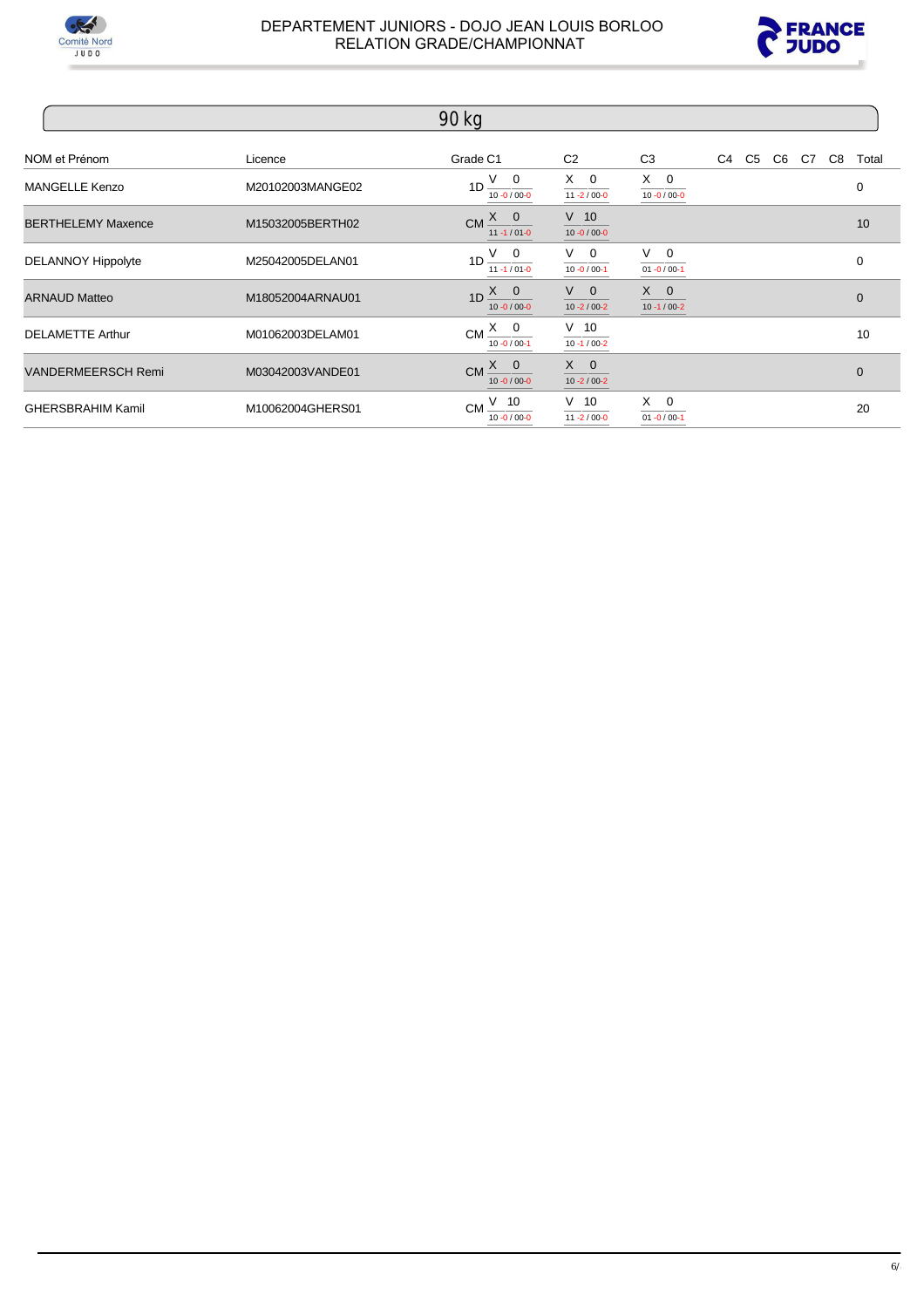DEPARTEMENT JUNIORS - DOJO JEAN LOUIS BORLOO
RELATION GRADE/CHAMPIONNAT

## 90 kg

| NOM et Prénom | Licence | Grade | C1 | C2 | C3 | C4 | C5 | C6 | C7 | C8 | Total |
|---|---|---|---|---|---|---|---|---|---|---|---|
| MANGELLE Kenzo | M20102003MANGE02 | 1D | V 0 10 -0 / 00-0 | X 0 11 -2 / 00-0 | X 0 10 -0 / 00-0 | | | | | | 0 |
| BERTHELEMY Maxence | M15032005BERTH02 | CM | X 0 11 -1 / 01-0 | V 10 10 -0 / 00-0 | | | | | | | 10 |
| DELANNOY Hippolyte | M25042005DELAN01 | 1D | V 0 11 -1 / 01-0 | V 0 10 -0 / 00-1 | V 0 01 -0 / 00-1 | | | | | | 0 |
| ARNAUD Matteo | M18052004ARNAU01 | 1D | X 0 10 -0 / 00-0 | V 0 10 -2 / 00-2 | X 0 10 -1 / 00-2 | | | | | | 0 |
| DELAMETTE Arthur | M01062003DELAM01 | CM | X 0 10 -0 / 00-1 | V 10 10 -1 / 00-2 | | | | | | | 10 |
| VANDERMEERSCH Remi | M03042003VANDE01 | CM | X 0 10 -0 / 00-0 | X 0 10 -2 / 00-2 | | | | | | | 0 |
| GHERSBRAHIM Kamil | M10062004GHERS01 | CM | V 10 10 -0 / 00-0 | V 10 11 -2 / 00-0 | X 0 01 -0 / 00-1 | | | | | | 20 |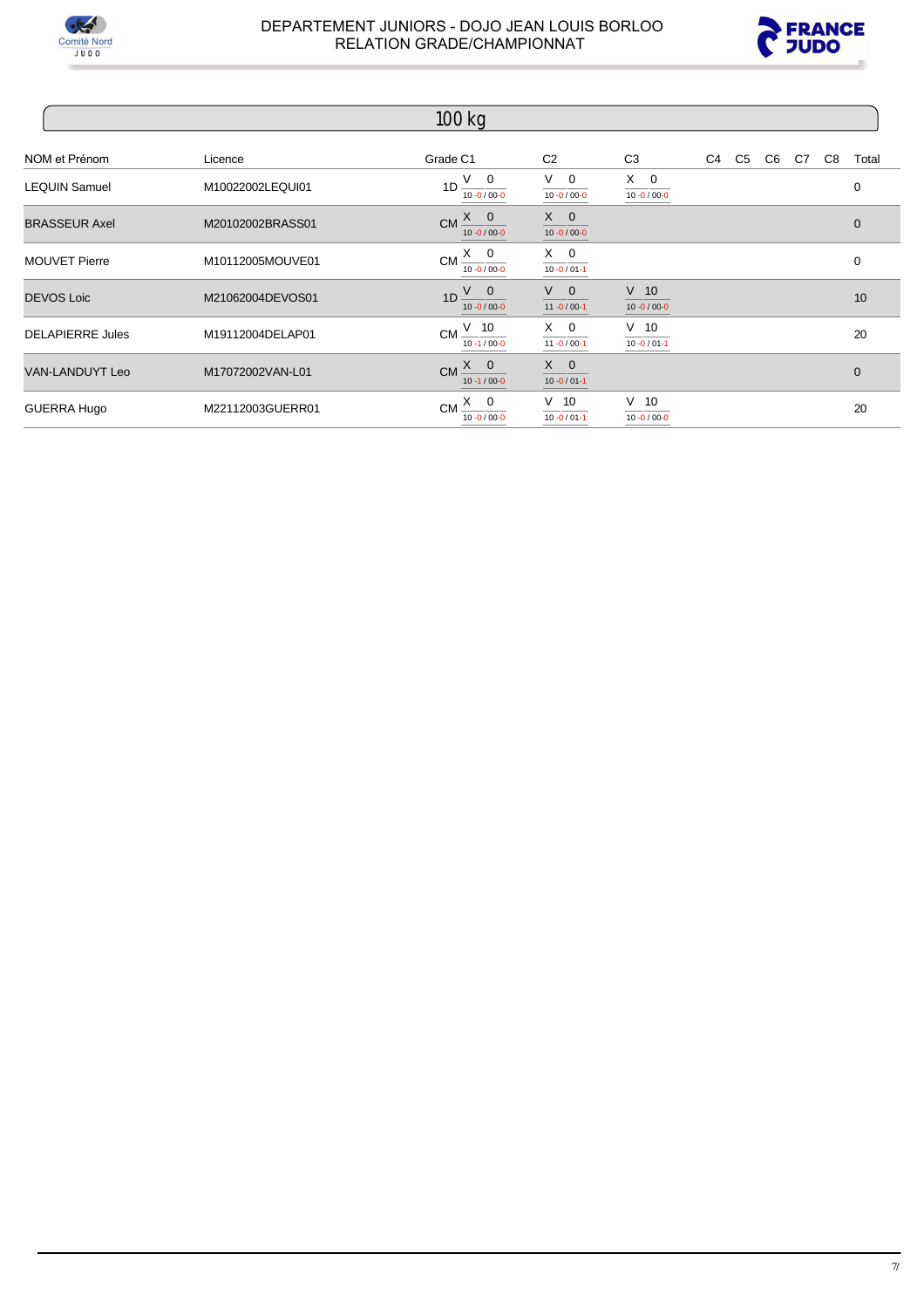DEPARTEMENT JUNIORS - DOJO JEAN LOUIS BORLOO
RELATION GRADE/CHAMPIONNAT

## 100 kg

| NOM et Prénom | Licence | Grade | C1 | C2 | C3 | C4 | C5 | C6 | C7 | C8 | Total |
|---|---|---|---|---|---|---|---|---|---|---|---|
| LEQUIN Samuel | M10022002LEQUI01 | 1D | V 0 10 -0 / 00-0 | V 0 10 -0 / 00-0 | X 0 10 -0 / 00-0 | | | | | | 0 |
| BRASSEUR Axel | M20102002BRASS01 | CM | X 0 10 -0 / 00-0 | X 0 10 -0 / 00-0 | | | | | | | 0 |
| MOUVET Pierre | M10112005MOUVE01 | CM | X 0 10 -0 / 00-0 | X 0 10 -0 / 01-1 | | | | | | | 0 |
| DEVOS Loic | M21062004DEVOS01 | 1D | V 0 10 -0 / 00-0 | V 0 11 -0 / 00-1 | V 10 10 -0 / 00-0 | | | | | | 10 |
| DELAPIERRE Jules | M19112004DELAP01 | CM | V 10 10 -1 / 00-0 | X 0 11 -0 / 00-1 | V 10 10 -0 / 01-1 | | | | | | 20 |
| VAN-LANDUYT Leo | M17072002VAN-L01 | CM | X 0 10 -1 / 00-0 | X 0 10 -0 / 01-1 | | | | | | | 0 |
| GUERRA Hugo | M22112003GUERR01 | CM | X 0 10 -0 / 00-0 | V 10 10 -0 / 01-1 | V 10 10 -0 / 00-0 | | | | | | 20 |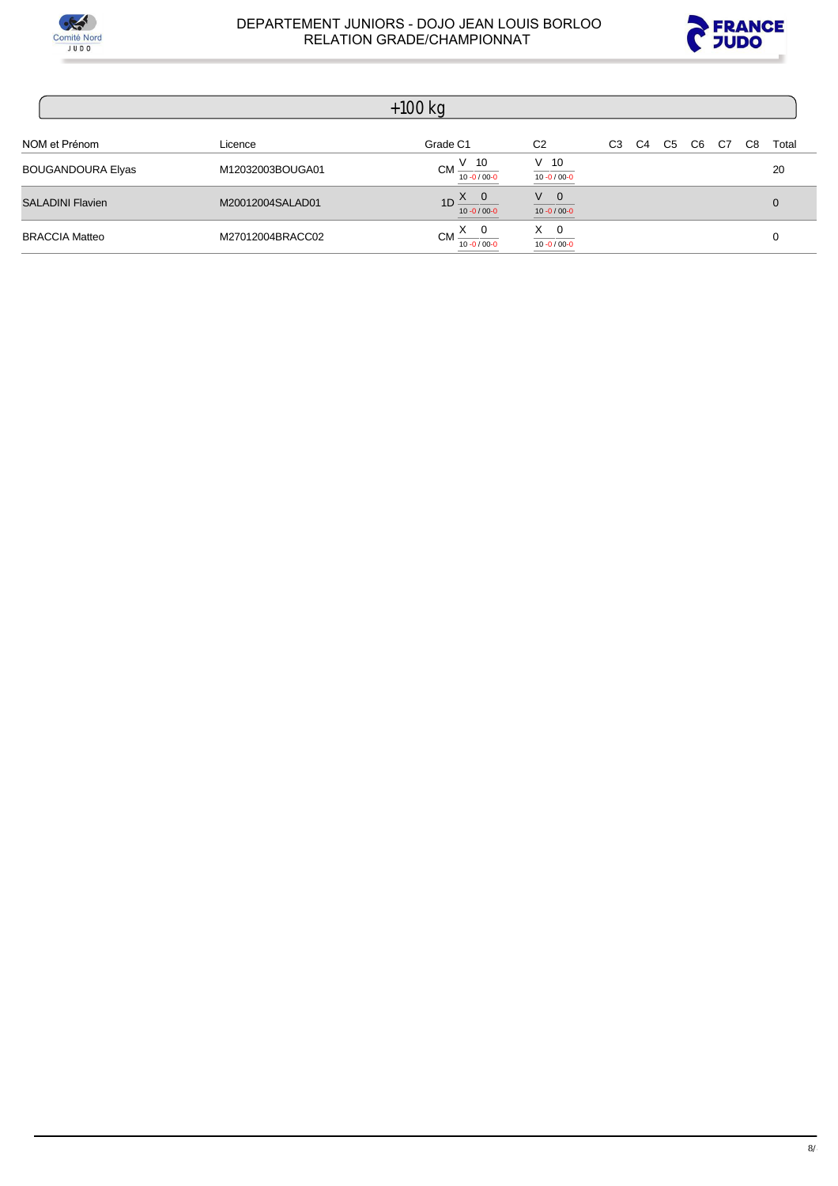DEPARTEMENT JUNIORS - DOJO JEAN LOUIS BORLOO
RELATION GRADE/CHAMPIONNAT

## +100 kg

| NOM et Prénom | Licence | Grade | C1 | C2 | C3 | C4 | C5 | C6 | C7 | C8 | Total |
|---|---|---|---|---|---|---|---|---|---|---|---|
| BOUGANDOURA Elyas | M12032003BOUGA01 | CM | V 10 (10 -0 / 00-0) | V 10 (10 -0 / 00-0) | | | | | | | 20 |
| SALADINI Flavien | M20012004SALAD01 | 1D | X 0 (10 -0 / 00-0) | V 0 (10 -0 / 00-0) | | | | | | | 0 |
| BRACCIA Matteo | M27012004BRACC02 | CM | X 0 (10 -0 / 00-0) | X 0 (10 -0 / 00-0) | | | | | | | 0 |